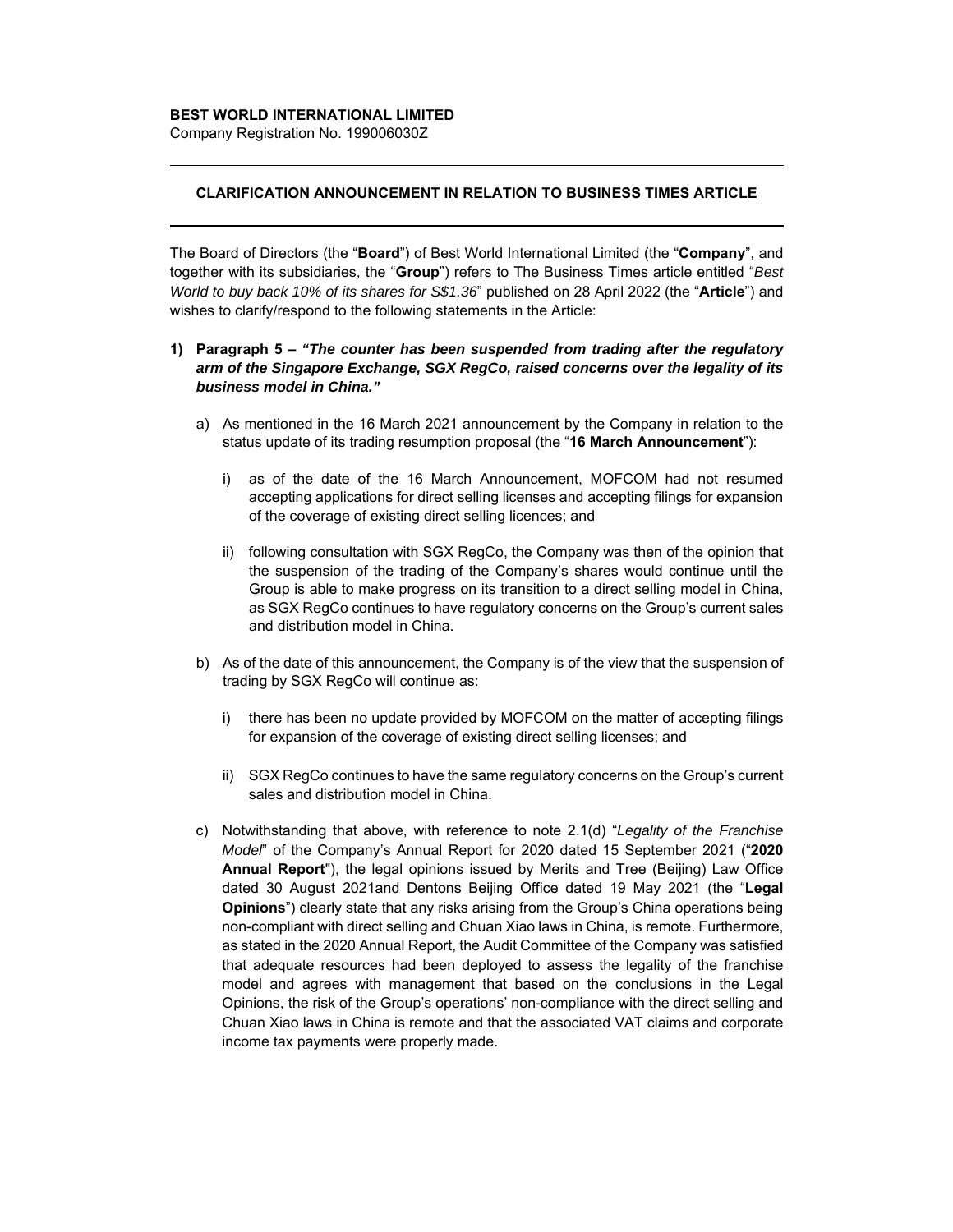**BEST WORLD INTERNATIONAL LIMITED**
Company Registration No. 199006030Z

---

**CLARIFICATION ANNOUNCEMENT IN RELATION TO BUSINESS TIMES ARTICLE**

---

The Board of Directors (the "**Board**") of Best World International Limited (the "**Company**", and together with its subsidiaries, the "**Group**") refers to The Business Times article entitled "*Best World to buy back 10% of its shares for S$1.36*" published on 28 April 2022 (the "**Article**") and wishes to clarify/respond to the following statements in the Article:

1) **Paragraph 5 – *"The counter has been suspended from trading after the regulatory arm of the Singapore Exchange, SGX RegCo, raised concerns over the legality of its business model in China."***

   a) As mentioned in the 16 March 2021 announcement by the Company in relation to the status update of its trading resumption proposal (the "**16 March Announcement**"):

      i) as of the date of the 16 March Announcement, MOFCOM had not resumed accepting applications for direct selling licenses and accepting filings for expansion of the coverage of existing direct selling licences; and

      ii) following consultation with SGX RegCo, the Company was then of the opinion that the suspension of the trading of the Company's shares would continue until the Group is able to make progress on its transition to a direct selling model in China, as SGX RegCo continues to have regulatory concerns on the Group's current sales and distribution model in China.

   b) As of the date of this announcement, the Company is of the view that the suspension of trading by SGX RegCo will continue as:

      i) there has been no update provided by MOFCOM on the matter of accepting filings for expansion of the coverage of existing direct selling licenses; and

      ii) SGX RegCo continues to have the same regulatory concerns on the Group's current sales and distribution model in China.

   c) Notwithstanding that above, with reference to note 2.1(d) "*Legality of the Franchise Model*" of the Company's Annual Report for 2020 dated 15 September 2021 ("**2020 Annual Report**"), the legal opinions issued by Merits and Tree (Beijing) Law Office dated 30 August 2021and Dentons Beijing Office dated 19 May 2021 (the "**Legal Opinions**") clearly state that any risks arising from the Group's China operations being non-compliant with direct selling and Chuan Xiao laws in China, is remote. Furthermore, as stated in the 2020 Annual Report, the Audit Committee of the Company was satisfied that adequate resources had been deployed to assess the legality of the franchise model and agrees with management that based on the conclusions in the Legal Opinions, the risk of the Group's operations' non-compliance with the direct selling and Chuan Xiao laws in China is remote and that the associated VAT claims and corporate income tax payments were properly made.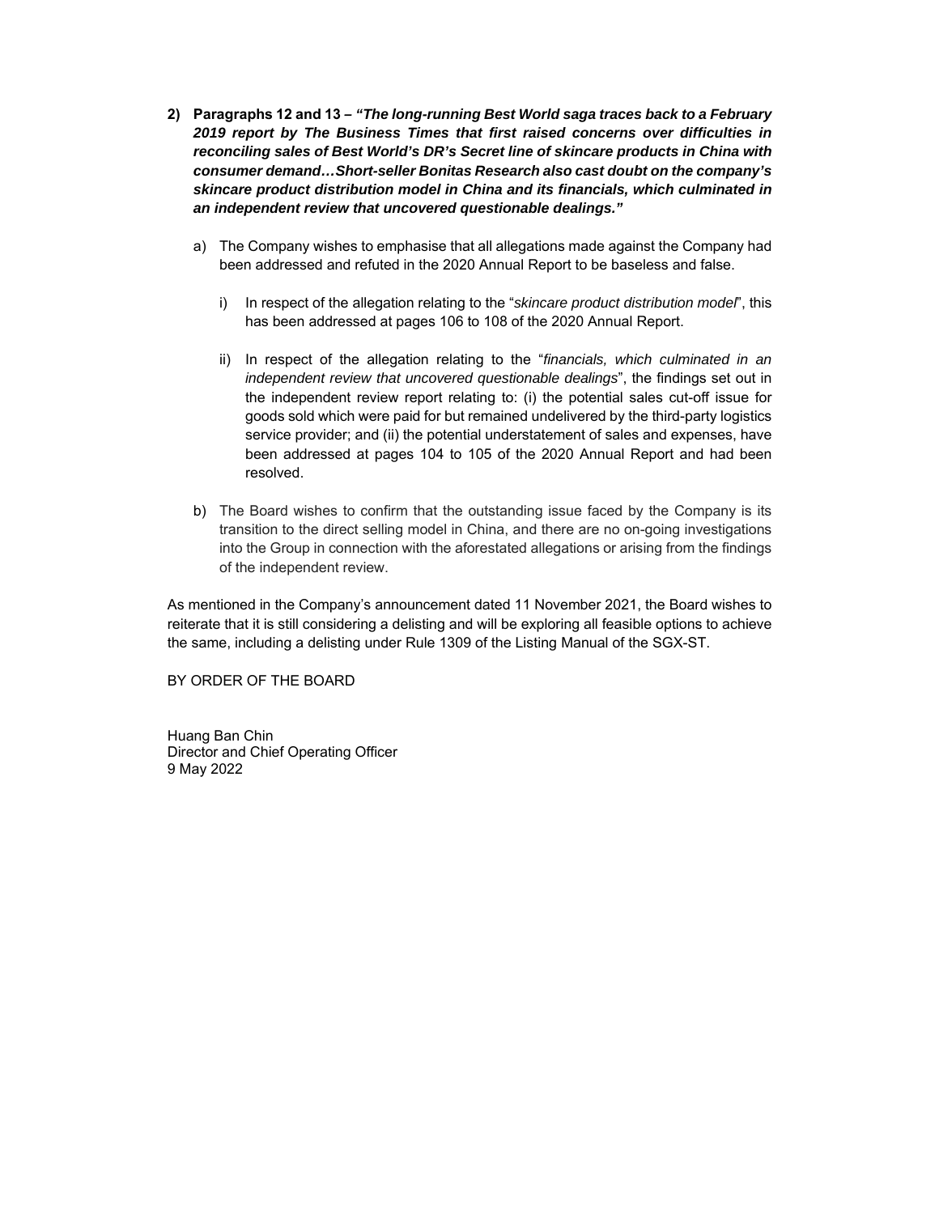2) **Paragraphs 12 and 13 – *"The long-running Best World saga traces back to a February 2019 report by The Business Times that first raised concerns over difficulties in reconciling sales of Best World's DR's Secret line of skincare products in China with consumer demand…Short-seller Bonitas Research also cast doubt on the company's skincare product distribution model in China and its financials, which culminated in an independent review that uncovered questionable dealings."***

   a) The Company wishes to emphasise that all allegations made against the Company had been addressed and refuted in the 2020 Annual Report to be baseless and false.

      i) In respect of the allegation relating to the "*skincare product distribution model*", this has been addressed at pages 106 to 108 of the 2020 Annual Report.

      ii) In respect of the allegation relating to the "*financials, which culminated in an independent review that uncovered questionable dealings*", the findings set out in the independent review report relating to: (i) the potential sales cut-off issue for goods sold which were paid for but remained undelivered by the third-party logistics service provider; and (ii) the potential understatement of sales and expenses, have been addressed at pages 104 to 105 of the 2020 Annual Report and had been resolved.

   b) The Board wishes to confirm that the outstanding issue faced by the Company is its transition to the direct selling model in China, and there are no on-going investigations into the Group in connection with the aforestated allegations or arising from the findings of the independent review.

As mentioned in the Company's announcement dated 11 November 2021, the Board wishes to reiterate that it is still considering a delisting and will be exploring all feasible options to achieve the same, including a delisting under Rule 1309 of the Listing Manual of the SGX-ST.

BY ORDER OF THE BOARD

Huang Ban Chin
Director and Chief Operating Officer
9 May 2022